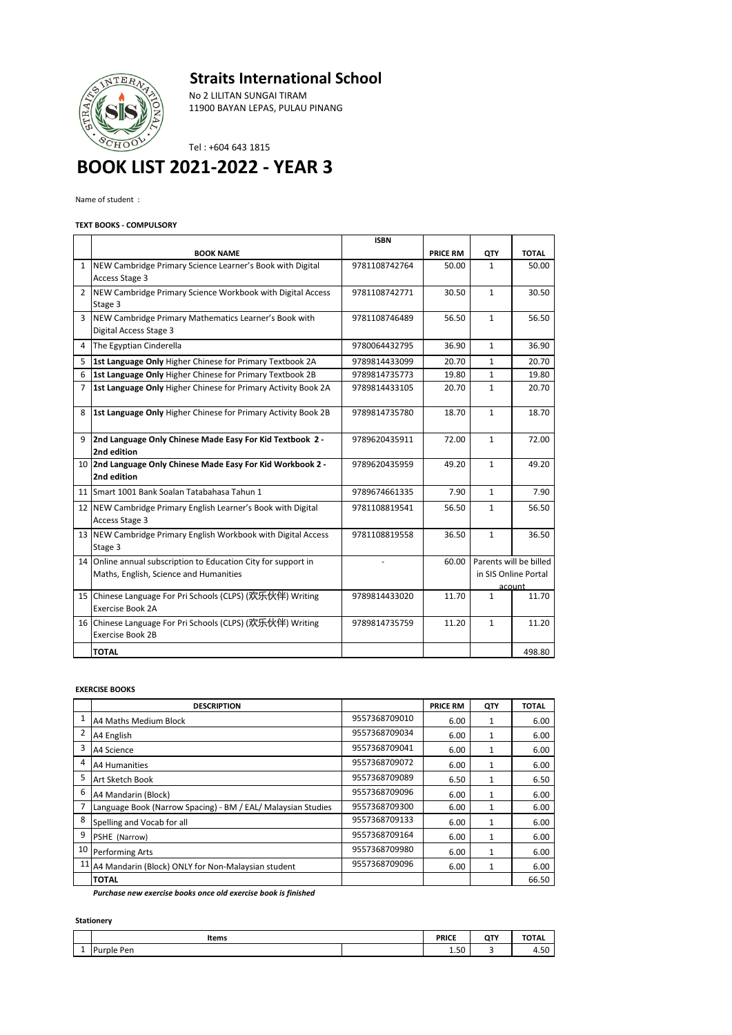# Straits International School

No 2 LILITAN SUNGAI TIRAM
11900 BAYAN LEPAS, PULAU PINANG

Tel : +604 643 1815

# BOOK LIST 2021-2022 - YEAR 3

Name of student :

**TEXT BOOKS - COMPULSORY**

| | BOOK NAME | ISBN | PRICE RM | QTY | TOTAL |
|---|---|---|---|---|---|
| 1 | NEW Cambridge Primary Science Learner's Book with Digital Access Stage 3 | 9781108742764 | 50.00 | 1 | 50.00 |
| 2 | NEW Cambridge Primary Science Workbook with Digital Access Stage 3 | 9781108742771 | 30.50 | 1 | 30.50 |
| 3 | NEW Cambridge Primary Mathematics Learner's Book with Digital Access Stage 3 | 9781108746489 | 56.50 | 1 | 56.50 |
| 4 | The Egyptian Cinderella | 9780064432795 | 36.90 | 1 | 36.90 |
| 5 | **1st Language Only** Higher Chinese for Primary Textbook 2A | 9789814433099 | 20.70 | 1 | 20.70 |
| 6 | **1st Language Only** Higher Chinese for Primary Textbook 2B | 9789814735773 | 19.80 | 1 | 19.80 |
| 7 | **1st Language Only** Higher Chinese for Primary Activity Book 2A | 9789814433105 | 20.70 | 1 | 20.70 |
| 8 | **1st Language Only** Higher Chinese for Primary Activity Book 2B | 9789814735780 | 18.70 | 1 | 18.70 |
| 9 | **2nd Language Only Chinese Made Easy For Kid Textbook 2 - 2nd edition** | 9789620435911 | 72.00 | 1 | 72.00 |
| 10 | **2nd Language Only Chinese Made Easy For Kid Workbook 2 - 2nd edition** | 9789620435959 | 49.20 | 1 | 49.20 |
| 11 | Smart 1001 Bank Soalan Tatabahasa Tahun 1 | 9789674661335 | 7.90 | 1 | 7.90 |
| 12 | NEW Cambridge Primary English Learner's Book with Digital Access Stage 3 | 9781108819541 | 56.50 | 1 | 56.50 |
| 13 | NEW Cambridge Primary English Workbook with Digital Access Stage 3 | 9781108819558 | 36.50 | 1 | 36.50 |
| 14 | Online annual subscription to Education City for support in Maths, English, Science and Humanities | - | 60.00 | Parents will be billed in SIS Online Portal acount | |
| 15 | Chinese Language For Pri Schools (CLPS) (欢乐伙伴) Writing Exercise Book 2A | 9789814433020 | 11.70 | 1 | 11.70 |
| 16 | Chinese Language For Pri Schools (CLPS) (欢乐伙伴) Writing Exercise Book 2B | 9789814735759 | 11.20 | 1 | 11.20 |
| | **TOTAL** | | | | 498.80 |

**EXERCISE BOOKS**

| | DESCRIPTION | | PRICE RM | QTY | TOTAL |
|---|---|---|---|---|---|
| 1 | A4 Maths Medium Block | 9557368709010 | 6.00 | 1 | 6.00 |
| 2 | A4 English | 9557368709034 | 6.00 | 1 | 6.00 |
| 3 | A4 Science | 9557368709041 | 6.00 | 1 | 6.00 |
| 4 | A4 Humanities | 9557368709072 | 6.00 | 1 | 6.00 |
| 5 | Art Sketch Book | 9557368709089 | 6.50 | 1 | 6.50 |
| 6 | A4 Mandarin (Block) | 9557368709096 | 6.00 | 1 | 6.00 |
| 7 | Language Book (Narrow Spacing) - BM / EAL/ Malaysian Studies | 9557368709300 | 6.00 | 1 | 6.00 |
| 8 | Spelling and Vocab for all | 9557368709133 | 6.00 | 1 | 6.00 |
| 9 | PSHE (Narrow) | 9557368709164 | 6.00 | 1 | 6.00 |
| 10 | Performing Arts | 9557368709980 | 6.00 | 1 | 6.00 |
| 11 | A4 Mandarin (Block) ONLY for Non-Malaysian student | 9557368709096 | 6.00 | 1 | 6.00 |
| | **TOTAL** | | | | 66.50 |

***Purchase new exercise books once old exercise book is finished***

**Stationery**

| | Items | | PRICE | QTY | TOTAL |
|---|---|---|---|---|---|
| 1 | Purple Pen | | 1.50 | 3 | 4.50 |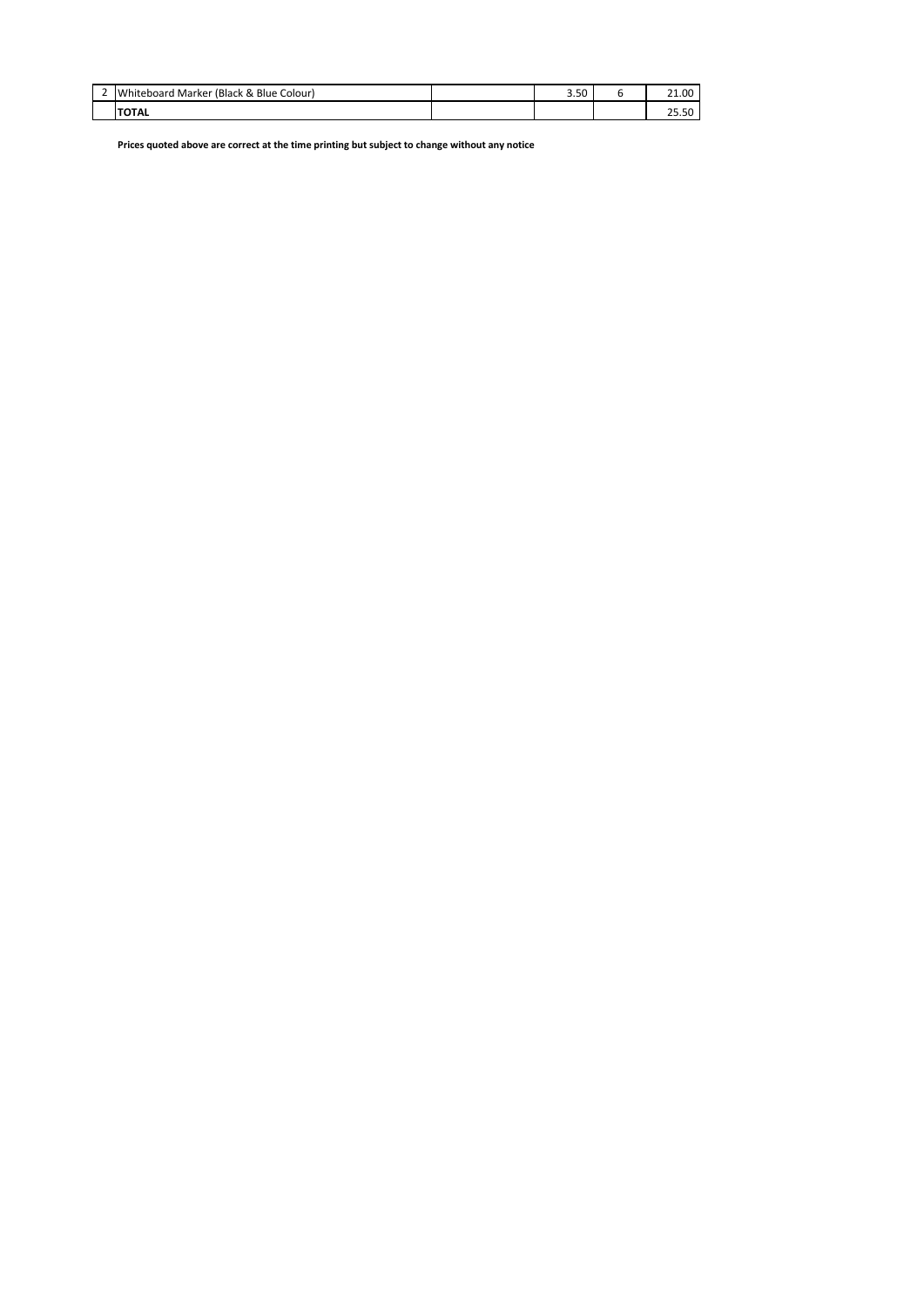| | | | | | |
|---|---|---|---|---|---|
| 2 | Whiteboard Marker (Black & Blue Colour) | | 3.50 | 6 | 21.00 |
| | **TOTAL** | | | | 25.50 |

**Prices quoted above are correct at the time printing but subject to change without any notice**